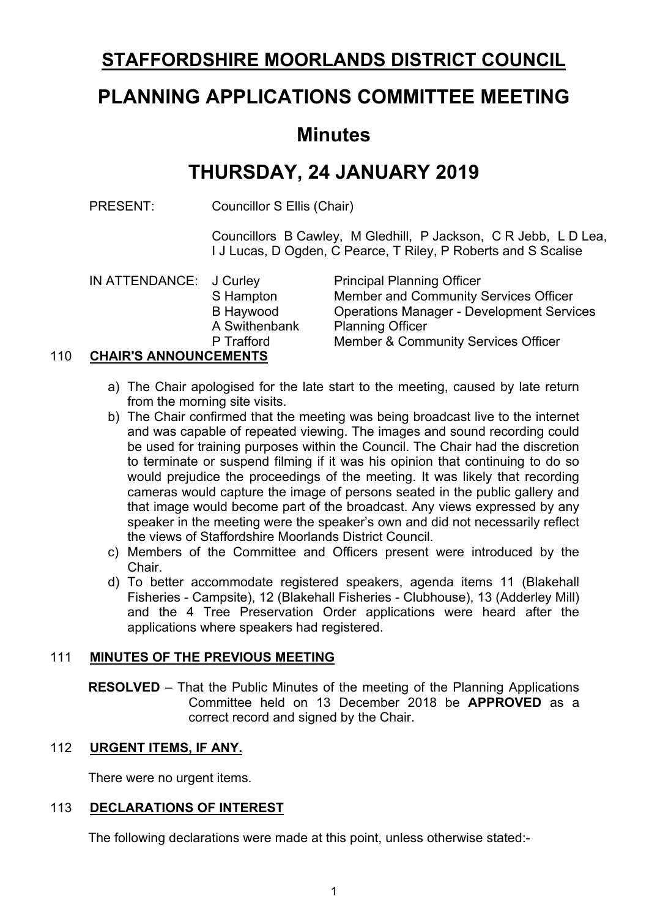# STAFFORDSHIRE MOORLANDS DISTRICT COUNCIL

# PLANNING APPLICATIONS COMMITTEE MEETING

## Minutes

## THURSDAY, 24 JANUARY 2019

PRESENT: Councillor S Ellis (Chair)

Councillors B Cawley, M Gledhill, P Jackson, C R Jebb, L D Lea, I J Lucas, D Ogden, C Pearce, T Riley, P Roberts and S Scalise

IN ATTENDANCE:

| | |
|---|---|
| J Curley | Principal Planning Officer |
| S Hampton | Member and Community Services Officer |
| B Haywood | Operations Manager - Development Services |
| A Swithenbank | Planning Officer |
| P Trafford | Member & Community Services Officer |

### 110 CHAIR'S ANNOUNCEMENTS

a) The Chair apologised for the late start to the meeting, caused by late return from the morning site visits.
b) The Chair confirmed that the meeting was being broadcast live to the internet and was capable of repeated viewing. The images and sound recording could be used for training purposes within the Council. The Chair had the discretion to terminate or suspend filming if it was his opinion that continuing to do so would prejudice the proceedings of the meeting. It was likely that recording cameras would capture the image of persons seated in the public gallery and that image would become part of the broadcast. Any views expressed by any speaker in the meeting were the speaker's own and did not necessarily reflect the views of Staffordshire Moorlands District Council.
c) Members of the Committee and Officers present were introduced by the Chair.
d) To better accommodate registered speakers, agenda items 11 (Blakehall Fisheries - Campsite), 12 (Blakehall Fisheries - Clubhouse), 13 (Adderley Mill) and the 4 Tree Preservation Order applications were heard after the applications where speakers had registered.

### 111 MINUTES OF THE PREVIOUS MEETING

**RESOLVED** – That the Public Minutes of the meeting of the Planning Applications Committee held on 13 December 2018 be **APPROVED** as a correct record and signed by the Chair.

### 112 URGENT ITEMS, IF ANY.

There were no urgent items.

### 113 DECLARATIONS OF INTEREST

The following declarations were made at this point, unless otherwise stated:-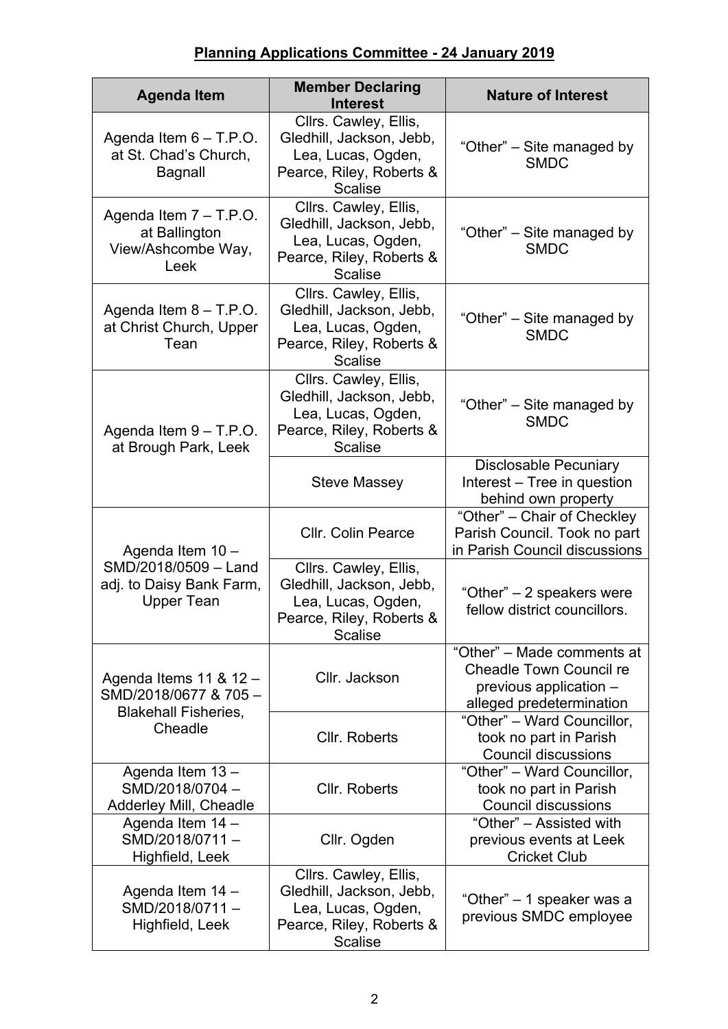**Planning Applications Committee - 24 January 2019**

| Agenda Item | Member Declaring Interest | Nature of Interest |
|---|---|---|
| Agenda Item 6 – T.P.O. at St. Chad's Church, Bagnall | Cllrs. Cawley, Ellis, Gledhill, Jackson, Jebb, Lea, Lucas, Ogden, Pearce, Riley, Roberts & Scalise | "Other" – Site managed by SMDC |
| Agenda Item 7 – T.P.O. at Ballington View/Ashcombe Way, Leek | Cllrs. Cawley, Ellis, Gledhill, Jackson, Jebb, Lea, Lucas, Ogden, Pearce, Riley, Roberts & Scalise | "Other" – Site managed by SMDC |
| Agenda Item 8 – T.P.O. at Christ Church, Upper Tean | Cllrs. Cawley, Ellis, Gledhill, Jackson, Jebb, Lea, Lucas, Ogden, Pearce, Riley, Roberts & Scalise | "Other" – Site managed by SMDC |
| Agenda Item 9 – T.P.O. at Brough Park, Leek | Cllrs. Cawley, Ellis, Gledhill, Jackson, Jebb, Lea, Lucas, Ogden, Pearce, Riley, Roberts & Scalise | "Other" – Site managed by SMDC |
| | Steve Massey | Disclosable Pecuniary Interest – Tree in question behind own property |
| Agenda Item 10 – SMD/2018/0509 – Land adj. to Daisy Bank Farm, Upper Tean | Cllr. Colin Pearce | "Other" – Chair of Checkley Parish Council. Took no part in Parish Council discussions |
| | Cllrs. Cawley, Ellis, Gledhill, Jackson, Jebb, Lea, Lucas, Ogden, Pearce, Riley, Roberts & Scalise | "Other" – 2 speakers were fellow district councillors. |
| Agenda Items 11 & 12 – SMD/2018/0677 & 705 – Blakehall Fisheries, Cheadle | Cllr. Jackson | "Other" – Made comments at Cheadle Town Council re previous application – alleged predetermination |
| | Cllr. Roberts | "Other" – Ward Councillor, took no part in Parish Council discussions |
| Agenda Item 13 – SMD/2018/0704 – Adderley Mill, Cheadle | Cllr. Roberts | "Other" – Ward Councillor, took no part in Parish Council discussions |
| Agenda Item 14 – SMD/2018/0711 – Highfield, Leek | Cllr. Ogden | "Other" – Assisted with previous events at Leek Cricket Club |
| Agenda Item 14 – SMD/2018/0711 – Highfield, Leek | Cllrs. Cawley, Ellis, Gledhill, Jackson, Jebb, Lea, Lucas, Ogden, Pearce, Riley, Roberts & Scalise | "Other" – 1 speaker was a previous SMDC employee |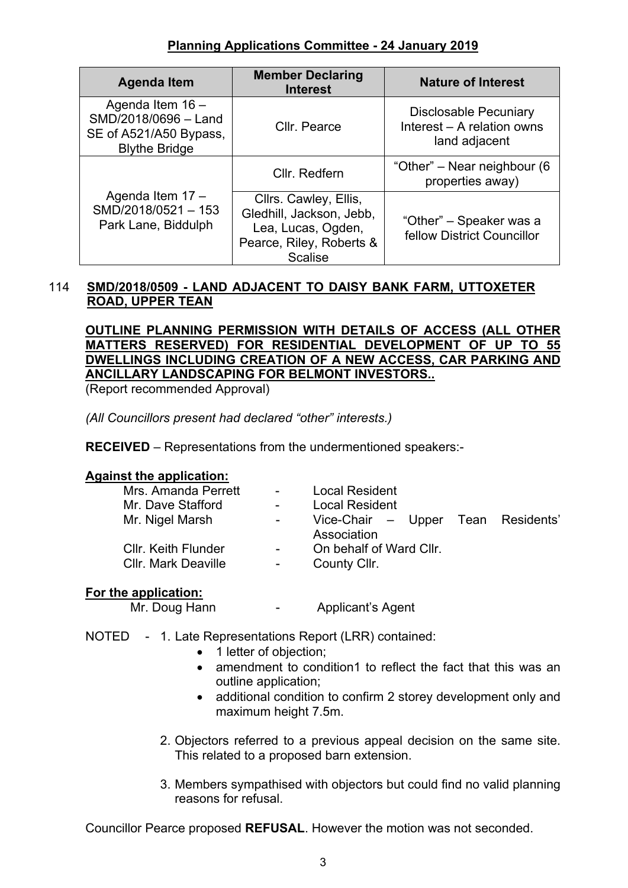## Planning Applications Committee - 24 January 2019

| Agenda Item | Member Declaring Interest | Nature of Interest |
|---|---|---|
| Agenda Item 16 – SMD/2018/0696 – Land SE of A521/A50 Bypass, Blythe Bridge | Cllr. Pearce | Disclosable Pecuniary Interest – A relation owns land adjacent |
| Agenda Item 17 – SMD/2018/0521 – 153 Park Lane, Biddulph | Cllr. Redfern | "Other" – Near neighbour (6 properties away) |
| | Cllrs. Cawley, Ellis, Gledhill, Jackson, Jebb, Lea, Lucas, Ogden, Pearce, Riley, Roberts & Scalise | "Other" – Speaker was a fellow District Councillor |

114 **SMD/2018/0509 - LAND ADJACENT TO DAISY BANK FARM, UTTOXETER ROAD, UPPER TEAN**

**OUTLINE PLANNING PERMISSION WITH DETAILS OF ACCESS (ALL OTHER MATTERS RESERVED) FOR RESIDENTIAL DEVELOPMENT OF UP TO 55 DWELLINGS INCLUDING CREATION OF A NEW ACCESS, CAR PARKING AND ANCILLARY LANDSCAPING FOR BELMONT INVESTORS..**
(Report recommended Approval)

*(All Councillors present had declared "other" interests.)*

**RECEIVED** – Representations from the undermentioned speakers:-

**Against the application:**

| | | |
|---|---|---|
| Mrs. Amanda Perrett | - | Local Resident |
| Mr. Dave Stafford | - | Local Resident |
| Mr. Nigel Marsh | - | Vice-Chair – Upper Tean Residents' Association |
| Cllr. Keith Flunder | - | On behalf of Ward Cllr. |
| Cllr. Mark Deaville | - | County Cllr. |

**For the application:**

| | | |
|---|---|---|
| Mr. Doug Hann | - | Applicant's Agent |

NOTED - 1. Late Representations Report (LRR) contained:

- 1 letter of objection;
- amendment to condition1 to reflect the fact that this was an outline application;
- additional condition to confirm 2 storey development only and maximum height 7.5m.

2. Objectors referred to a previous appeal decision on the same site. This related to a proposed barn extension.

3. Members sympathised with objectors but could find no valid planning reasons for refusal.

Councillor Pearce proposed **REFUSAL**. However the motion was not seconded.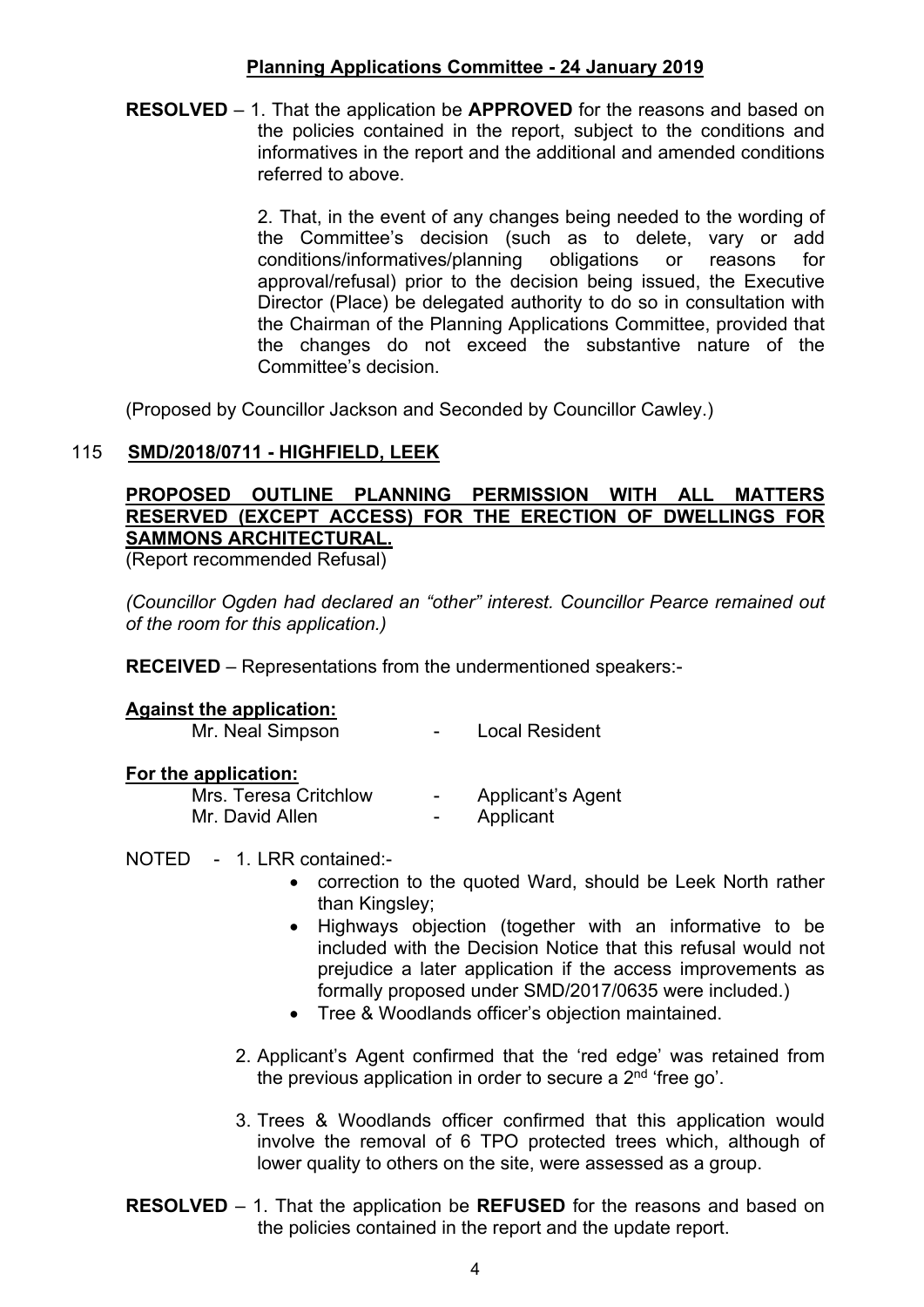**RESOLVED** – 1. That the application be **APPROVED** for the reasons and based on the policies contained in the report, subject to the conditions and informatives in the report and the additional and amended conditions referred to above.

2. That, in the event of any changes being needed to the wording of the Committee's decision (such as to delete, vary or add conditions/informatives/planning obligations or reasons for approval/refusal) prior to the decision being issued, the Executive Director (Place) be delegated authority to do so in consultation with the Chairman of the Planning Applications Committee, provided that the changes do not exceed the substantive nature of the Committee's decision.

(Proposed by Councillor Jackson and Seconded by Councillor Cawley.)

## 115 SMD/2018/0711 - HIGHFIELD, LEEK

**PROPOSED OUTLINE PLANNING PERMISSION WITH ALL MATTERS RESERVED (EXCEPT ACCESS) FOR THE ERECTION OF DWELLINGS FOR SAMMONS ARCHITECTURAL.**
(Report recommended Refusal)

*(Councillor Ogden had declared an "other" interest. Councillor Pearce remained out of the room for this application.)*

**RECEIVED** – Representations from the undermentioned speakers:-

**Against the application:**

Mr. Neal Simpson - Local Resident

**For the application:**

Mrs. Teresa Critchlow - Applicant's Agent
Mr. David Allen - Applicant

NOTED - 1. LRR contained:-

- correction to the quoted Ward, should be Leek North rather than Kingsley;
- Highways objection (together with an informative to be included with the Decision Notice that this refusal would not prejudice a later application if the access improvements as formally proposed under SMD/2017/0635 were included.)
- Tree & Woodlands officer's objection maintained.

2. Applicant's Agent confirmed that the 'red edge' was retained from the previous application in order to secure a 2nd 'free go'.

3. Trees & Woodlands officer confirmed that this application would involve the removal of 6 TPO protected trees which, although of lower quality to others on the site, were assessed as a group.

**RESOLVED** – 1. That the application be **REFUSED** for the reasons and based on the policies contained in the report and the update report.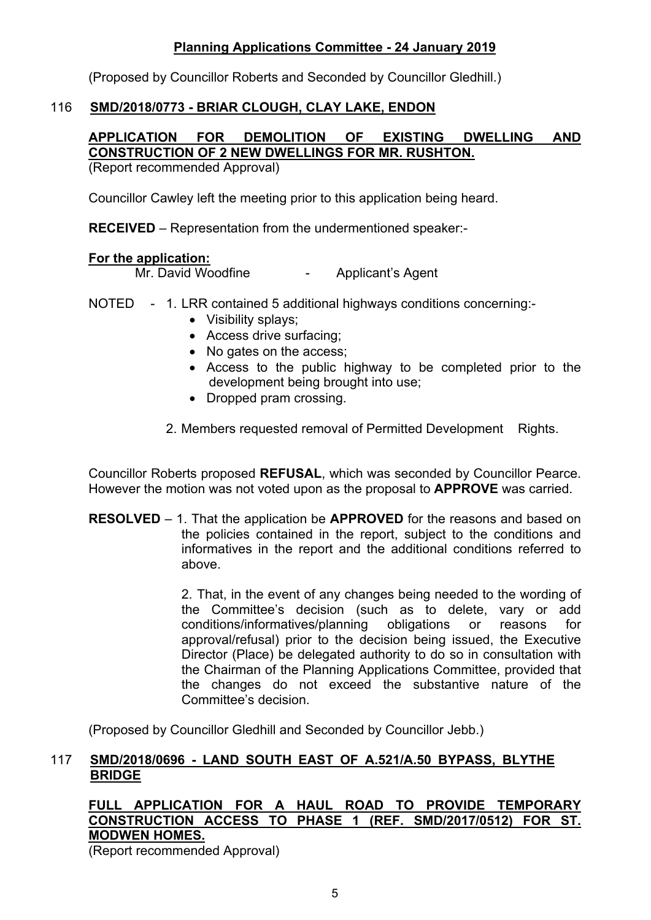## Planning Applications Committee - 24 January 2019

(Proposed by Councillor Roberts and Seconded by Councillor Gledhill.)

### 116 SMD/2018/0773 - BRIAR CLOUGH, CLAY LAKE, ENDON

**APPLICATION FOR DEMOLITION OF EXISTING DWELLING AND CONSTRUCTION OF 2 NEW DWELLINGS FOR MR. RUSHTON.**

(Report recommended Approval)

Councillor Cawley left the meeting prior to this application being heard.

**RECEIVED** – Representation from the undermentioned speaker:-

**For the application:**

Mr. David Woodfine - Applicant's Agent

NOTED - 1. LRR contained 5 additional highways conditions concerning:-

- Visibility splays;
- Access drive surfacing;
- No gates on the access;
- Access to the public highway to be completed prior to the development being brought into use;
- Dropped pram crossing.

2. Members requested removal of Permitted Development Rights.

Councillor Roberts proposed **REFUSAL**, which was seconded by Councillor Pearce. However the motion was not voted upon as the proposal to **APPROVE** was carried.

**RESOLVED** – 1. That the application be **APPROVED** for the reasons and based on the policies contained in the report, subject to the conditions and informatives in the report and the additional conditions referred to above.

2. That, in the event of any changes being needed to the wording of the Committee's decision (such as to delete, vary or add conditions/informatives/planning obligations or reasons for approval/refusal) prior to the decision being issued, the Executive Director (Place) be delegated authority to do so in consultation with the Chairman of the Planning Applications Committee, provided that the changes do not exceed the substantive nature of the Committee's decision.

(Proposed by Councillor Gledhill and Seconded by Councillor Jebb.)

### 117 SMD/2018/0696 - LAND SOUTH EAST OF A.521/A.50 BYPASS, BLYTHE BRIDGE

**FULL APPLICATION FOR A HAUL ROAD TO PROVIDE TEMPORARY CONSTRUCTION ACCESS TO PHASE 1 (REF. SMD/2017/0512) FOR ST. MODWEN HOMES.**

(Report recommended Approval)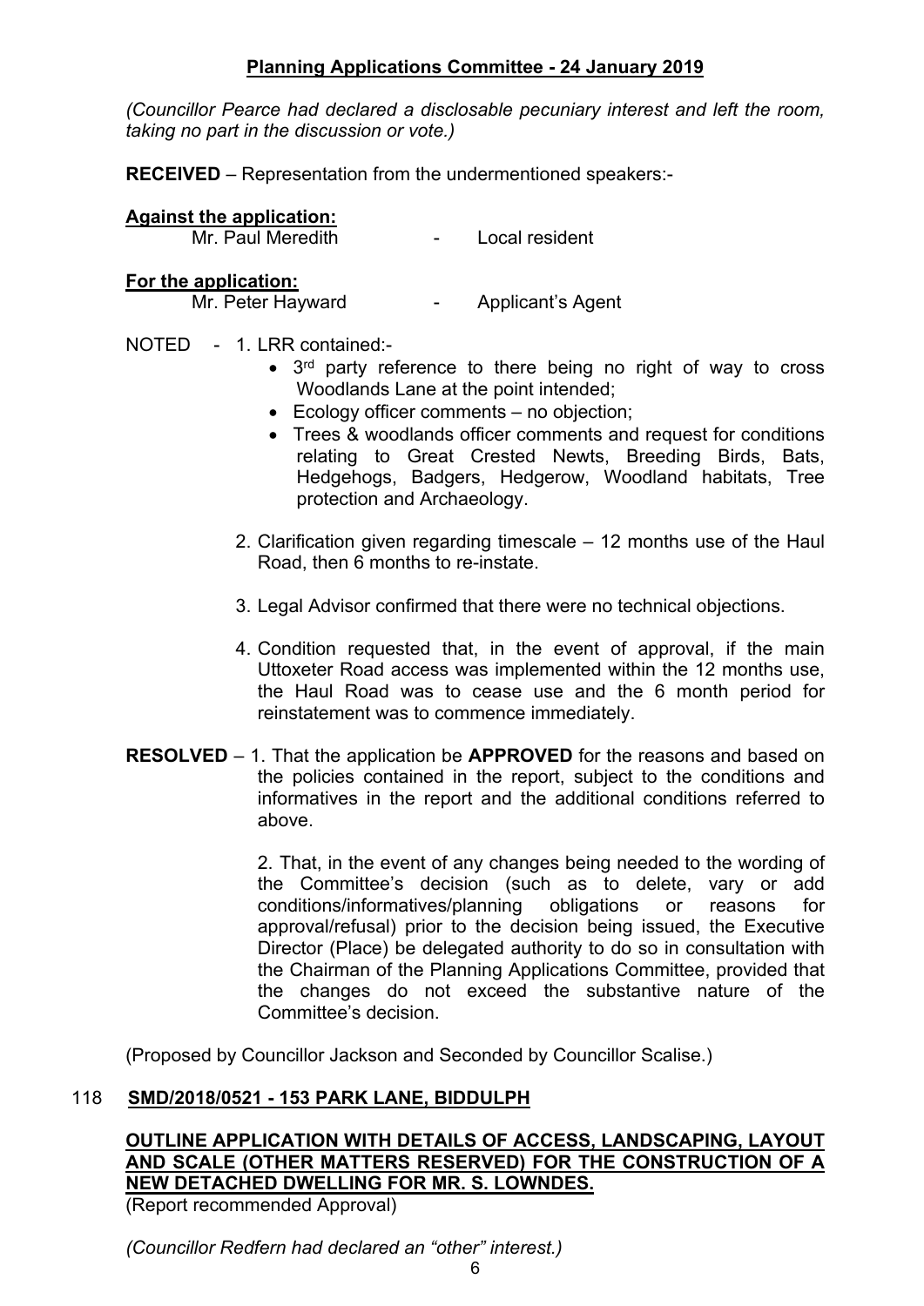*(Councillor Pearce had declared a disclosable pecuniary interest and left the room, taking no part in the discussion or vote.)*

**RECEIVED** – Representation from the undermentioned speakers:-

**Against the application:**
Mr. Paul Meredith - Local resident

**For the application:**
Mr. Peter Hayward - Applicant's Agent

NOTED - 1. LRR contained:-

- 3rd party reference to there being no right of way to cross Woodlands Lane at the point intended;
- Ecology officer comments – no objection;
- Trees & woodlands officer comments and request for conditions relating to Great Crested Newts, Breeding Birds, Bats, Hedgehogs, Badgers, Hedgerow, Woodland habitats, Tree protection and Archaeology.

2. Clarification given regarding timescale – 12 months use of the Haul Road, then 6 months to re-instate.

3. Legal Advisor confirmed that there were no technical objections.

4. Condition requested that, in the event of approval, if the main Uttoxeter Road access was implemented within the 12 months use, the Haul Road was to cease use and the 6 month period for reinstatement was to commence immediately.

**RESOLVED** – 1. That the application be **APPROVED** for the reasons and based on the policies contained in the report, subject to the conditions and informatives in the report and the additional conditions referred to above.

2. That, in the event of any changes being needed to the wording of the Committee's decision (such as to delete, vary or add conditions/informatives/planning obligations or reasons for approval/refusal) prior to the decision being issued, the Executive Director (Place) be delegated authority to do so in consultation with the Chairman of the Planning Applications Committee, provided that the changes do not exceed the substantive nature of the Committee's decision.

(Proposed by Councillor Jackson and Seconded by Councillor Scalise.)

## 118 SMD/2018/0521 - 153 PARK LANE, BIDDULPH

**OUTLINE APPLICATION WITH DETAILS OF ACCESS, LANDSCAPING, LAYOUT AND SCALE (OTHER MATTERS RESERVED) FOR THE CONSTRUCTION OF A NEW DETACHED DWELLING FOR MR. S. LOWNDES.**

(Report recommended Approval)

*(Councillor Redfern had declared an "other" interest.)*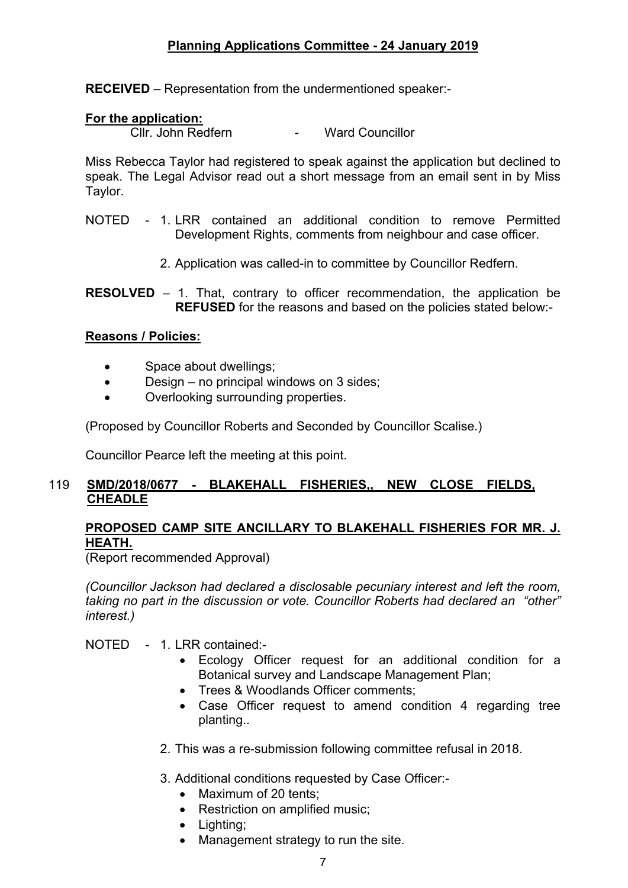**RECEIVED** – Representation from the undermentioned speaker:-

**For the application:**

Cllr. John Redfern - Ward Councillor

Miss Rebecca Taylor had registered to speak against the application but declined to speak. The Legal Advisor read out a short message from an email sent in by Miss Taylor.

NOTED - 1. LRR contained an additional condition to remove Permitted Development Rights, comments from neighbour and case officer.

2. Application was called-in to committee by Councillor Redfern.

**RESOLVED** – 1. That, contrary to officer recommendation, the application be **REFUSED** for the reasons and based on the policies stated below:-

**Reasons / Policies:**

- Space about dwellings;
- Design – no principal windows on 3 sides;
- Overlooking surrounding properties.

(Proposed by Councillor Roberts and Seconded by Councillor Scalise.)

Councillor Pearce left the meeting at this point.

## 119 SMD/2018/0677 - BLAKEHALL FISHERIES,, NEW CLOSE FIELDS, CHEADLE

**PROPOSED CAMP SITE ANCILLARY TO BLAKEHALL FISHERIES FOR MR. J. HEATH.**

(Report recommended Approval)

*(Councillor Jackson had declared a disclosable pecuniary interest and left the room, taking no part in the discussion or vote. Councillor Roberts had declared an "other" interest.)*

NOTED - 1. LRR contained:-

- Ecology Officer request for an additional condition for a Botanical survey and Landscape Management Plan;
- Trees & Woodlands Officer comments;
- Case Officer request to amend condition 4 regarding tree planting..

2. This was a re-submission following committee refusal in 2018.

3. Additional conditions requested by Case Officer:-

- Maximum of 20 tents;
- Restriction on amplified music;
- Lighting;
- Management strategy to run the site.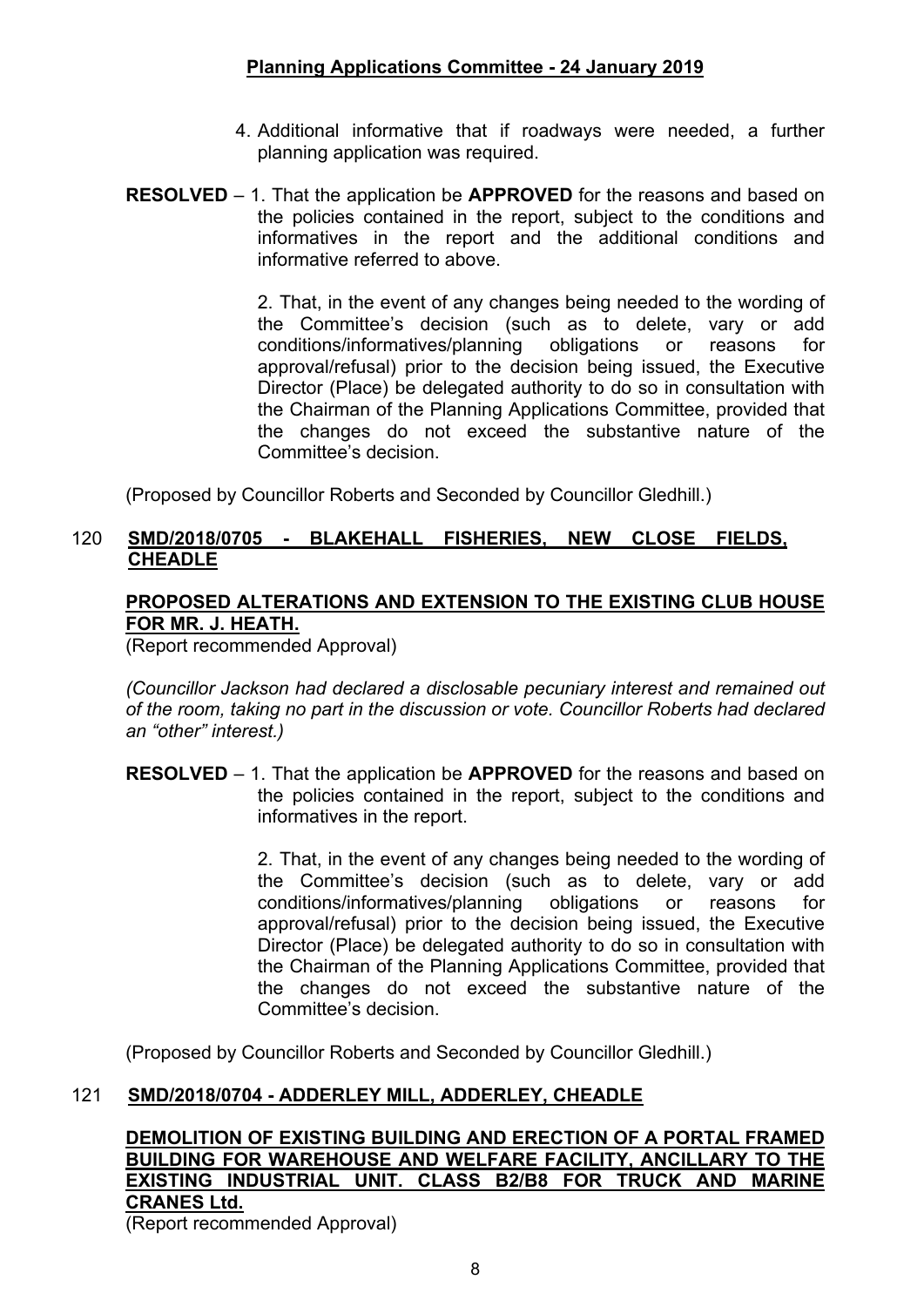4. Additional informative that if roadways were needed, a further planning application was required.

**RESOLVED** – 1. That the application be **APPROVED** for the reasons and based on the policies contained in the report, subject to the conditions and informatives in the report and the additional conditions and informative referred to above.

2. That, in the event of any changes being needed to the wording of the Committee's decision (such as to delete, vary or add conditions/informatives/planning obligations or reasons for approval/refusal) prior to the decision being issued, the Executive Director (Place) be delegated authority to do so in consultation with the Chairman of the Planning Applications Committee, provided that the changes do not exceed the substantive nature of the Committee's decision.

(Proposed by Councillor Roberts and Seconded by Councillor Gledhill.)

## 120 SMD/2018/0705 - BLAKEHALL FISHERIES, NEW CLOSE FIELDS, CHEADLE

### PROPOSED ALTERATIONS AND EXTENSION TO THE EXISTING CLUB HOUSE FOR MR. J. HEATH.

(Report recommended Approval)

*(Councillor Jackson had declared a disclosable pecuniary interest and remained out of the room, taking no part in the discussion or vote. Councillor Roberts had declared an "other" interest.)*

**RESOLVED** – 1. That the application be **APPROVED** for the reasons and based on the policies contained in the report, subject to the conditions and informatives in the report.

2. That, in the event of any changes being needed to the wording of the Committee's decision (such as to delete, vary or add conditions/informatives/planning obligations or reasons for approval/refusal) prior to the decision being issued, the Executive Director (Place) be delegated authority to do so in consultation with the Chairman of the Planning Applications Committee, provided that the changes do not exceed the substantive nature of the Committee's decision.

(Proposed by Councillor Roberts and Seconded by Councillor Gledhill.)

## 121 SMD/2018/0704 - ADDERLEY MILL, ADDERLEY, CHEADLE

### DEMOLITION OF EXISTING BUILDING AND ERECTION OF A PORTAL FRAMED BUILDING FOR WAREHOUSE AND WELFARE FACILITY, ANCILLARY TO THE EXISTING INDUSTRIAL UNIT. CLASS B2/B8 FOR TRUCK AND MARINE CRANES Ltd.

(Report recommended Approval)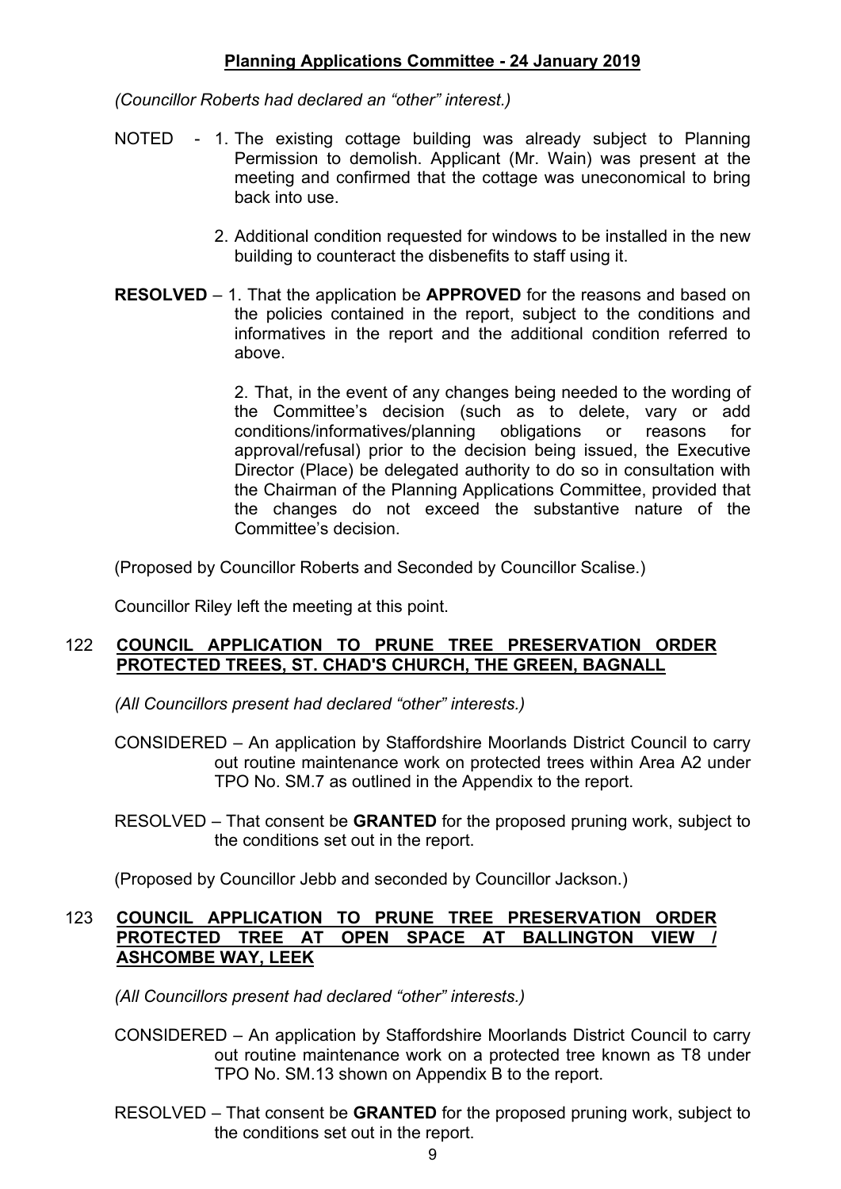*(Councillor Roberts had declared an "other" interest.)*

NOTED - 1. The existing cottage building was already subject to Planning Permission to demolish. Applicant (Mr. Wain) was present at the meeting and confirmed that the cottage was uneconomical to bring back into use.

2. Additional condition requested for windows to be installed in the new building to counteract the disbenefits to staff using it.

**RESOLVED** – 1. That the application be **APPROVED** for the reasons and based on the policies contained in the report, subject to the conditions and informatives in the report and the additional condition referred to above.

2. That, in the event of any changes being needed to the wording of the Committee's decision (such as to delete, vary or add conditions/informatives/planning obligations or reasons for approval/refusal) prior to the decision being issued, the Executive Director (Place) be delegated authority to do so in consultation with the Chairman of the Planning Applications Committee, provided that the changes do not exceed the substantive nature of the Committee's decision.

(Proposed by Councillor Roberts and Seconded by Councillor Scalise.)

Councillor Riley left the meeting at this point.

## 122 COUNCIL APPLICATION TO PRUNE TREE PRESERVATION ORDER PROTECTED TREES, ST. CHAD'S CHURCH, THE GREEN, BAGNALL

*(All Councillors present had declared "other" interests.)*

CONSIDERED – An application by Staffordshire Moorlands District Council to carry out routine maintenance work on protected trees within Area A2 under TPO No. SM.7 as outlined in the Appendix to the report.

RESOLVED – That consent be **GRANTED** for the proposed pruning work, subject to the conditions set out in the report.

(Proposed by Councillor Jebb and seconded by Councillor Jackson.)

## 123 COUNCIL APPLICATION TO PRUNE TREE PRESERVATION ORDER PROTECTED TREE AT OPEN SPACE AT BALLINGTON VIEW / ASHCOMBE WAY, LEEK

*(All Councillors present had declared "other" interests.)*

CONSIDERED – An application by Staffordshire Moorlands District Council to carry out routine maintenance work on a protected tree known as T8 under TPO No. SM.13 shown on Appendix B to the report.

RESOLVED – That consent be **GRANTED** for the proposed pruning work, subject to the conditions set out in the report.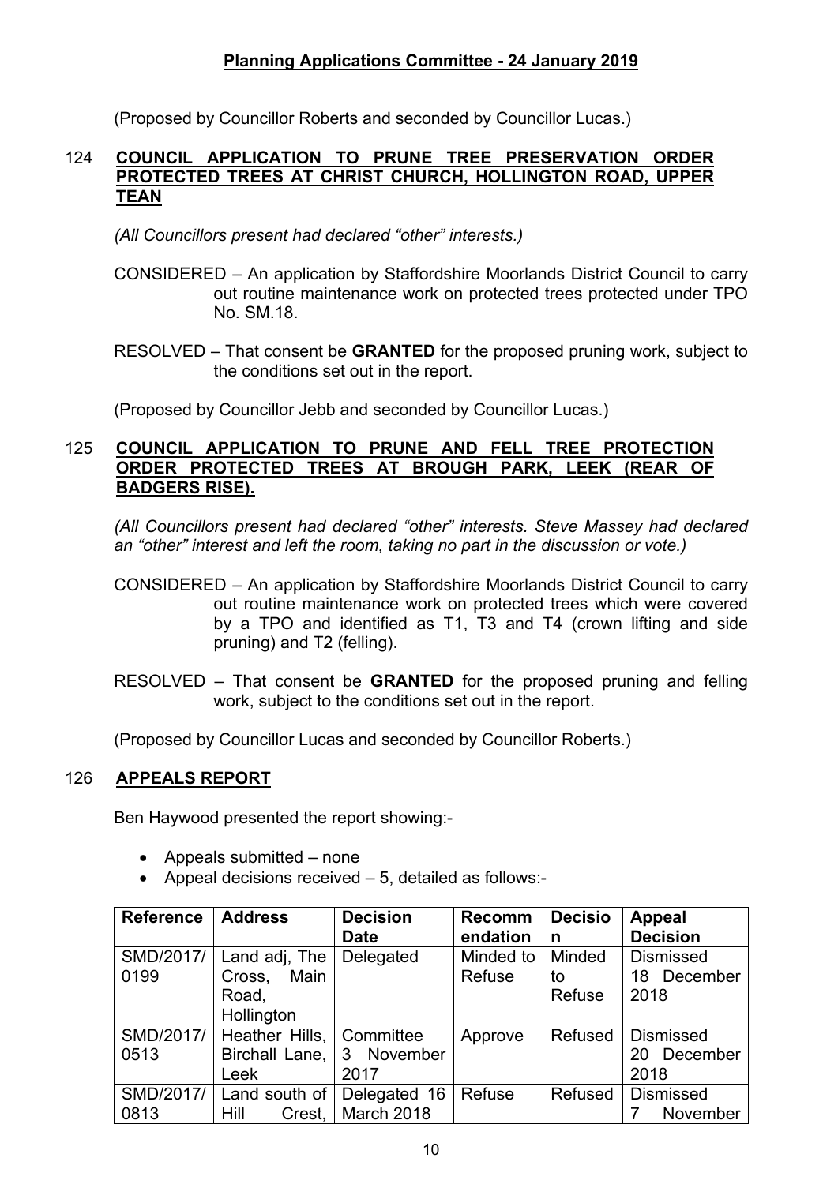(Proposed by Councillor Roberts and seconded by Councillor Lucas.)

## 124 **COUNCIL APPLICATION TO PRUNE TREE PRESERVATION ORDER PROTECTED TREES AT CHRIST CHURCH, HOLLINGTON ROAD, UPPER TEAN**

*(All Councillors present had declared "other" interests.)*

CONSIDERED – An application by Staffordshire Moorlands District Council to carry out routine maintenance work on protected trees protected under TPO No. SM.18.

RESOLVED – That consent be **GRANTED** for the proposed pruning work, subject to the conditions set out in the report.

(Proposed by Councillor Jebb and seconded by Councillor Lucas.)

## 125 **COUNCIL APPLICATION TO PRUNE AND FELL TREE PROTECTION ORDER PROTECTED TREES AT BROUGH PARK, LEEK (REAR OF BADGERS RISE).**

*(All Councillors present had declared "other" interests. Steve Massey had declared an "other" interest and left the room, taking no part in the discussion or vote.)*

CONSIDERED – An application by Staffordshire Moorlands District Council to carry out routine maintenance work on protected trees which were covered by a TPO and identified as T1, T3 and T4 (crown lifting and side pruning) and T2 (felling).

RESOLVED – That consent be **GRANTED** for the proposed pruning and felling work, subject to the conditions set out in the report.

(Proposed by Councillor Lucas and seconded by Councillor Roberts.)

## 126 **APPEALS REPORT**

Ben Haywood presented the report showing:-

- Appeals submitted – none
- Appeal decisions received – 5, detailed as follows:-

| Reference | Address | Decision Date | Recommendation | Decision | Appeal Decision |
|---|---|---|---|---|---|
| SMD/2017/0199 | Land adj, The Cross, Main Road, Hollington | Delegated | Minded to Refuse | Minded to Refuse | Dismissed 18 December 2018 |
| SMD/2017/0513 | Heather Hills, Birchall Lane, Leek | Committee 3 November 2017 | Approve | Refused | Dismissed 20 December 2018 |
| SMD/2017/0813 | Land south of Hill Crest, | Delegated 16 March 2018 | Refuse | Refused | Dismissed 7 November |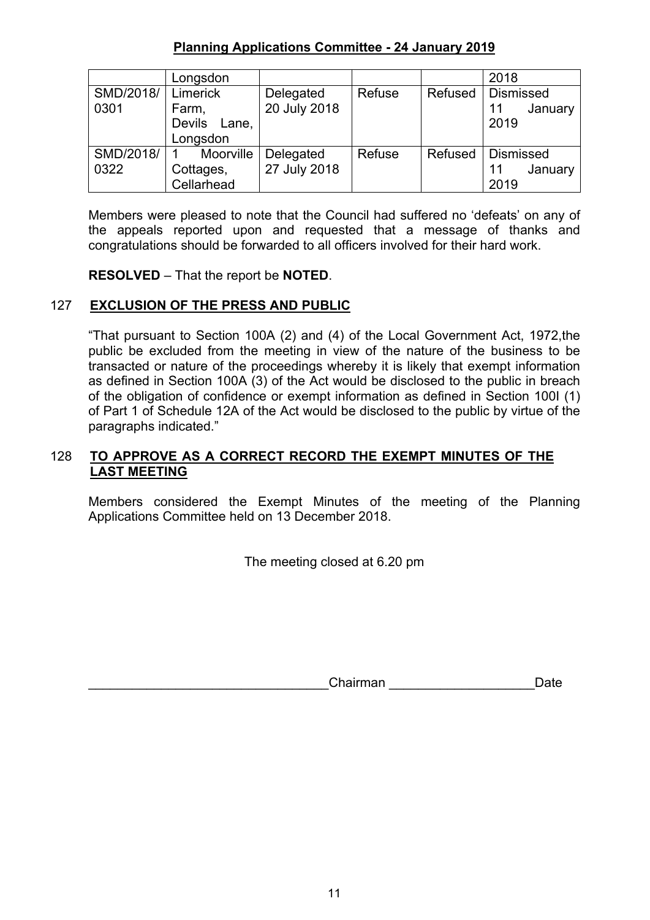| | | | | | |
|---|---|---|---|---|---|
| | Longsdon | | | | 2018 |
| SMD/2018/ 0301 | Limerick Farm, Devils Lane, Longsdon | Delegated 20 July 2018 | Refuse | Refused | Dismissed 11 January 2019 |
| SMD/2018/ 0322 | 1 Moorville Cottages, Cellarhead | Delegated 27 July 2018 | Refuse | Refused | Dismissed 11 January 2019 |

Members were pleased to note that the Council had suffered no 'defeats' on any of the appeals reported upon and requested that a message of thanks and congratulations should be forwarded to all officers involved for their hard work.

**RESOLVED** – That the report be **NOTED**.

## 127 EXCLUSION OF THE PRESS AND PUBLIC

"That pursuant to Section 100A (2) and (4) of the Local Government Act, 1972,the public be excluded from the meeting in view of the nature of the business to be transacted or nature of the proceedings whereby it is likely that exempt information as defined in Section 100A (3) of the Act would be disclosed to the public in breach of the obligation of confidence or exempt information as defined in Section 100I (1) of Part 1 of Schedule 12A of the Act would be disclosed to the public by virtue of the paragraphs indicated."

## 128 TO APPROVE AS A CORRECT RECORD THE EXEMPT MINUTES OF THE LAST MEETING

Members considered the Exempt Minutes of the meeting of the Planning Applications Committee held on 13 December 2018.

The meeting closed at 6.20 pm

________________________________Chairman ___________________Date